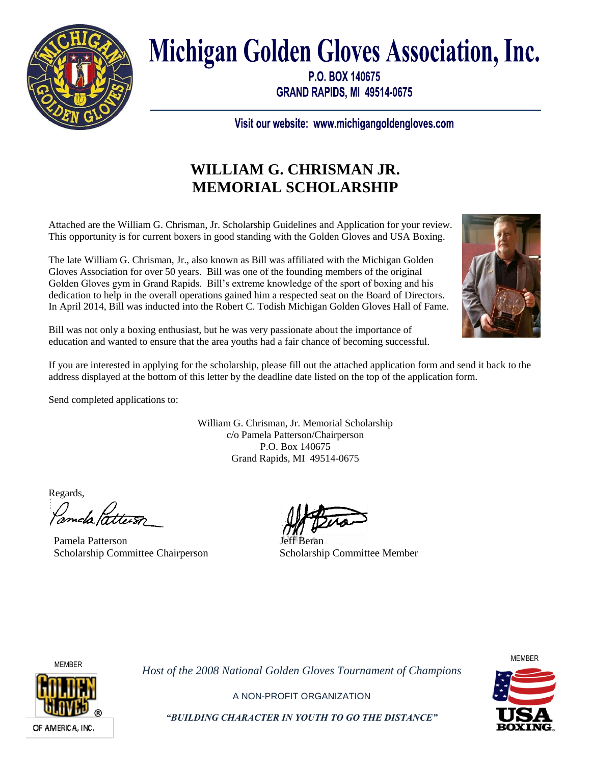# Michigan Golden Gloves Association, Inc.

P.O. BOX 140675
GRAND RAPIDS, MI 49514-0675

Visit our website: www.michigangoldengloves.com

## WILLIAM G. CHRISMAN JR.
## MEMORIAL SCHOLARSHIP

Attached are the William G. Chrisman, Jr. Scholarship Guidelines and Application for your review. This opportunity is for current boxers in good standing with the Golden Gloves and USA Boxing.

The late William G. Chrisman, Jr., also known as Bill was affiliated with the Michigan Golden Gloves Association for over 50 years. Bill was one of the founding members of the original Golden Gloves gym in Grand Rapids. Bill's extreme knowledge of the sport of boxing and his dedication to help in the overall operations gained him a respected seat on the Board of Directors. In April 2014, Bill was inducted into the Robert C. Todish Michigan Golden Gloves Hall of Fame.

Bill was not only a boxing enthusiast, but he was very passionate about the importance of education and wanted to ensure that the area youths had a fair chance of becoming successful.

If you are interested in applying for the scholarship, please fill out the attached application form and send it back to the address displayed at the bottom of this letter by the deadline date listed on the top of the application form.

Send completed applications to:

William G. Chrisman, Jr. Memorial Scholarship
c/o Pamela Patterson/Chairperson
P.O. Box 140675
Grand Rapids, MI 49514-0675

Regards,

Pamela Patterson
Scholarship Committee Chairperson

Jeff Beran
Scholarship Committee Member

MEMBER
GOLDEN GLOVES OF AMERICA, INC.

*Host of the 2008 National Golden Gloves Tournament of Champions*

A NON-PROFIT ORGANIZATION

***"BUILDING CHARACTER IN YOUTH TO GO THE DISTANCE"***

MEMBER
USA BOXING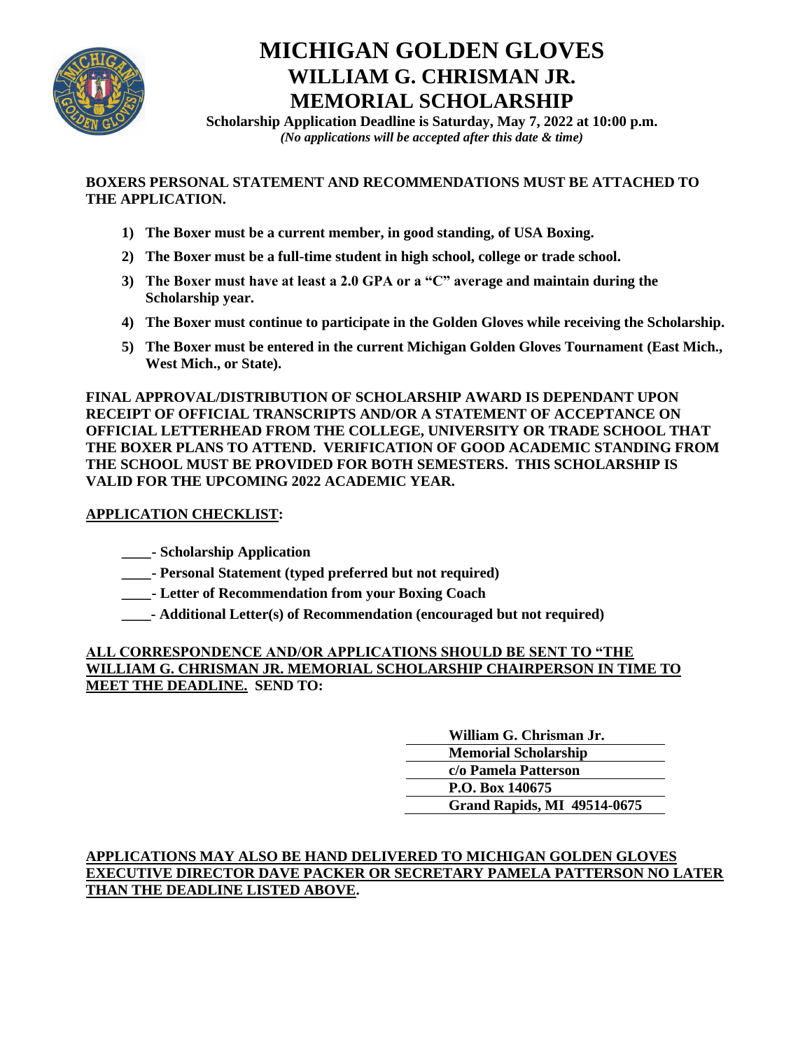# MICHIGAN GOLDEN GLOVES
## WILLIAM G. CHRISMAN JR.
## MEMORIAL SCHOLARSHIP

**Scholarship Application Deadline is Saturday, May 7, 2022 at 10:00 p.m.**
***(No applications will be accepted after this date & time)***

**BOXERS PERSONAL STATEMENT AND RECOMMENDATIONS MUST BE ATTACHED TO THE APPLICATION.**

1) **The Boxer must be a current member, in good standing, of USA Boxing.**
2) **The Boxer must be a full-time student in high school, college or trade school.**
3) **The Boxer must have at least a 2.0 GPA or a "C" average and maintain during the Scholarship year.**
4) **The Boxer must continue to participate in the Golden Gloves while receiving the Scholarship.**
5) **The Boxer must be entered in the current Michigan Golden Gloves Tournament (East Mich., West Mich., or State).**

**FINAL APPROVAL/DISTRIBUTION OF SCHOLARSHIP AWARD IS DEPENDANT UPON RECEIPT OF OFFICIAL TRANSCRIPTS AND/OR A STATEMENT OF ACCEPTANCE ON OFFICIAL LETTERHEAD FROM THE COLLEGE, UNIVERSITY OR TRADE SCHOOL THAT THE BOXER PLANS TO ATTEND. VERIFICATION OF GOOD ACADEMIC STANDING FROM THE SCHOOL MUST BE PROVIDED FOR BOTH SEMESTERS. THIS SCHOLARSHIP IS VALID FOR THE UPCOMING 2022 ACADEMIC YEAR.**

**APPLICATION CHECKLIST:**

**____- Scholarship Application**
**____- Personal Statement (typed preferred but not required)**
**____- Letter of Recommendation from your Boxing Coach**
**____- Additional Letter(s) of Recommendation (encouraged but not required)**

**ALL CORRESPONDENCE AND/OR APPLICATIONS SHOULD BE SENT TO "THE WILLIAM G. CHRISMAN JR. MEMORIAL SCHOLARSHIP CHAIRPERSON IN TIME TO MEET THE DEADLINE. SEND TO:**

**William G. Chrisman Jr.**
**Memorial Scholarship**
**c/o Pamela Patterson**
**P.O. Box 140675**
**Grand Rapids, MI 49514-0675**

**APPLICATIONS MAY ALSO BE HAND DELIVERED TO MICHIGAN GOLDEN GLOVES EXECUTIVE DIRECTOR DAVE PACKER OR SECRETARY PAMELA PATTERSON NO LATER THAN THE DEADLINE LISTED ABOVE.**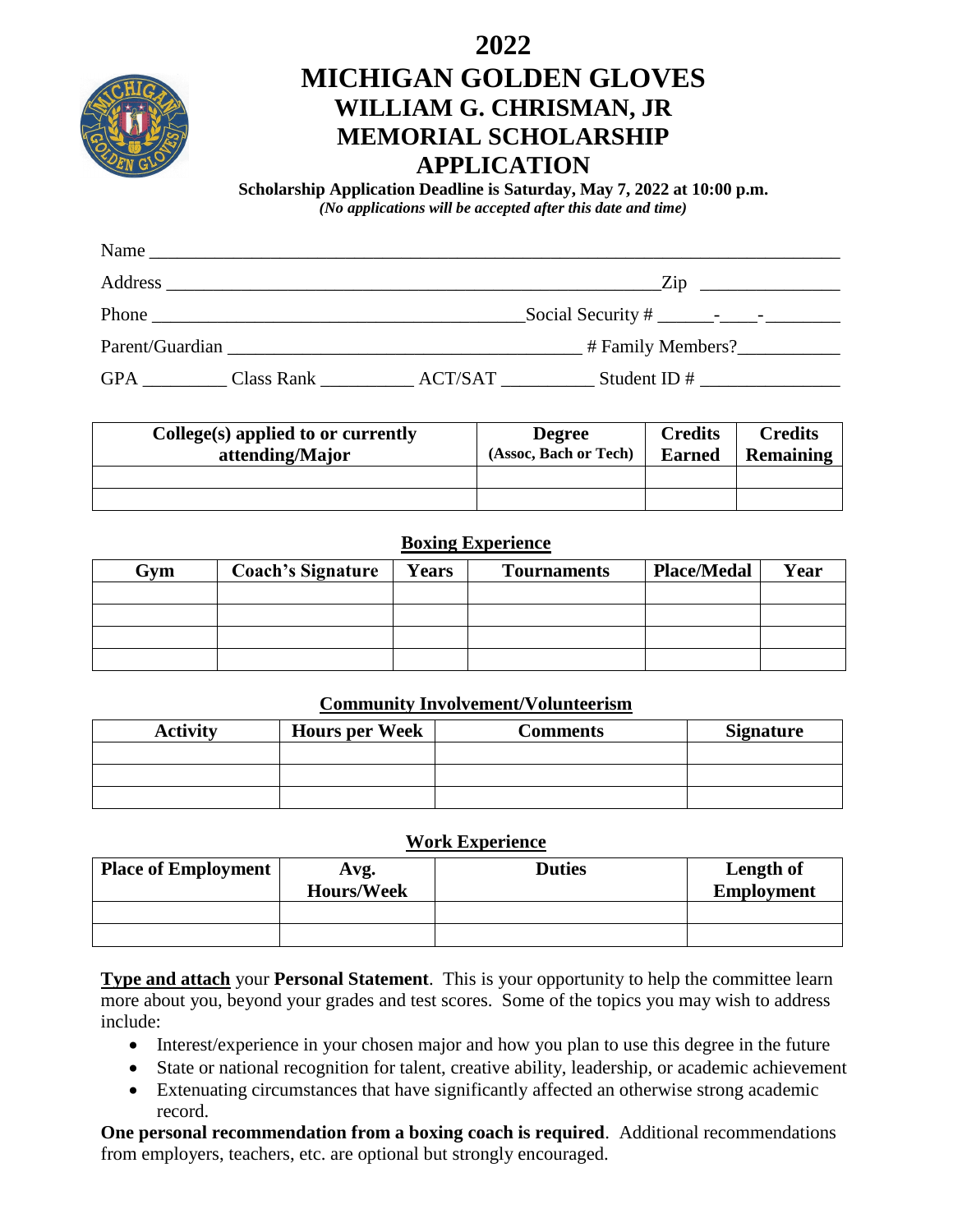# 2022
# MICHIGAN GOLDEN GLOVES
## WILLIAM G. CHRISMAN, JR
## MEMORIAL SCHOLARSHIP
## APPLICATION

**Scholarship Application Deadline is Saturday, May 7, 2022 at 10:00 p.m.**
***(No applications will be accepted after this date and time)***

Name ______________________________________________________________________

Address ___________________________________________________Zip ______________

Phone ____________________________________Social Security # ______-____-________

Parent/Guardian ___________________________________ # Family Members?__________

GPA _________ Class Rank __________ ACT/SAT __________ Student ID # _______________

| College(s) applied to or currently attending/Major | Degree (Assoc, Bach or Tech) | Credits Earned | Credits Remaining |
|---|---|---|---|
| | | | |
| | | | |

**Boxing Experience**

| Gym | Coach's Signature | Years | Tournaments | Place/Medal | Year |
|---|---|---|---|---|---|
| | | | | | |
| | | | | | |
| | | | | | |
| | | | | | |

**Community Involvement/Volunteerism**

| Activity | Hours per Week | Comments | Signature |
|---|---|---|---|
| | | | |
| | | | |
| | | | |

**Work Experience**

| Place of Employment | Avg. Hours/Week | Duties | Length of Employment |
|---|---|---|---|
| | | | |
| | | | |

**Type and attach** your **Personal Statement**. This is your opportunity to help the committee learn more about you, beyond your grades and test scores. Some of the topics you may wish to address include:

- Interest/experience in your chosen major and how you plan to use this degree in the future
- State or national recognition for talent, creative ability, leadership, or academic achievement
- Extenuating circumstances that have significantly affected an otherwise strong academic record.

**One personal recommendation from a boxing coach is required**. Additional recommendations from employers, teachers, etc. are optional but strongly encouraged.